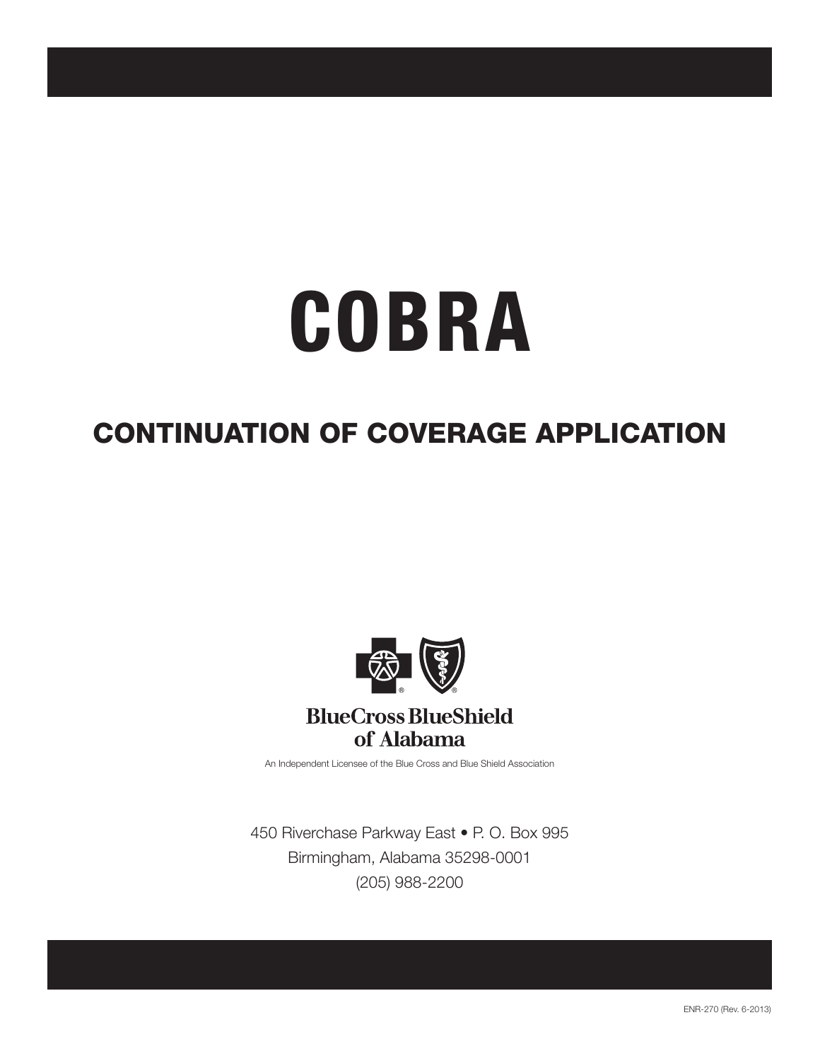# COBRA

## CONTINUATION OF COVERAGE APPLICATION

**BlueCross BlueShield of Alabama**

An Independent Licensee of the Blue Cross and Blue Shield Association

450 Riverchase Parkway East • P. O. Box 995
Birmingham, Alabama 35298-0001
(205) 988-2200

ENR-270 (Rev. 6-2013)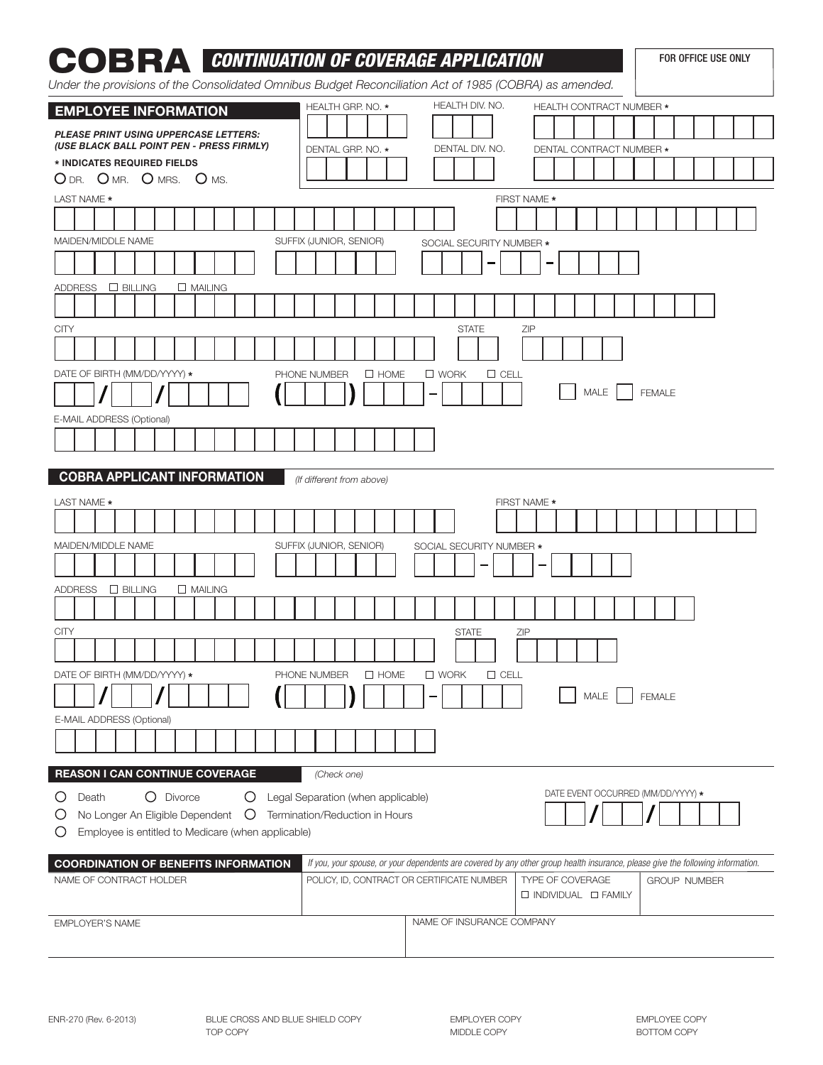# COBRA *CONTINUATION OF COVERAGE APPLICATION*

FOR OFFICE USE ONLY

*Under the provisions of the Consolidated Omnibus Budget Reconciliation Act of 1985 (COBRA) as amended.*

## EMPLOYEE INFORMATION

***PLEASE PRINT USING UPPERCASE LETTERS: (USE BLACK BALL POINT PEN - PRESS FIRMLY)***

**\* INDICATES REQUIRED FIELDS**

○ DR. ○ MR. ○ MRS. ○ MS.

HEALTH GRP. NO. * | HEALTH DIV. NO. | HEALTH CONTRACT NUMBER *

DENTAL GRP. NO. * | DENTAL DIV. NO. | DENTAL CONTRACT NUMBER *

LAST NAME * | FIRST NAME *

MAIDEN/MIDDLE NAME | SUFFIX (JUNIOR, SENIOR) | SOCIAL SECURITY NUMBER * ___ - __ - ____

ADDRESS ☐ BILLING ☐ MAILING

CITY | STATE | ZIP

DATE OF BIRTH (MM/DD/YYYY) * __ / __ / ____ | PHONE NUMBER ☐ HOME ☐ WORK ☐ CELL ( ___ ) ___ - ____ | ☐ MALE ☐ FEMALE

E-MAIL ADDRESS (Optional)

## COBRA APPLICANT INFORMATION

*(If different from above)*

LAST NAME * | FIRST NAME *

MAIDEN/MIDDLE NAME | SUFFIX (JUNIOR, SENIOR) | SOCIAL SECURITY NUMBER * ___ - __ - ____

ADDRESS ☐ BILLING ☐ MAILING

CITY | STATE | ZIP

DATE OF BIRTH (MM/DD/YYYY) * __ / __ / ____ | PHONE NUMBER ☐ HOME ☐ WORK ☐ CELL ( ___ ) ___ - ____ | ☐ MALE ☐ FEMALE

E-MAIL ADDRESS (Optional)

## REASON I CAN CONTINUE COVERAGE

*(Check one)*

○ Death ○ Divorce ○ Legal Separation (when applicable)

○ No Longer An Eligible Dependent ○ Termination/Reduction in Hours

○ Employee is entitled to Medicare (when applicable)

DATE EVENT OCCURRED (MM/DD/YYYY) * __ / __ / ____

## COORDINATION OF BENEFITS INFORMATION

*If you, your spouse, or your dependents are covered by any other group health insurance, please give the following information.*

| NAME OF CONTRACT HOLDER | POLICY, ID, CONTRACT OR CERTIFICATE NUMBER | TYPE OF COVERAGE ☐ INDIVIDUAL ☐ FAMILY | GROUP NUMBER |
| --- | --- | --- | --- |
| | | | |

| EMPLOYER'S NAME | NAME OF INSURANCE COMPANY |
| --- | --- |
| | |

ENR-270 (Rev. 6-2013)

BLUE CROSS AND BLUE SHIELD COPY
TOP COPY

EMPLOYER COPY
MIDDLE COPY

EMPLOYEE COPY
BOTTOM COPY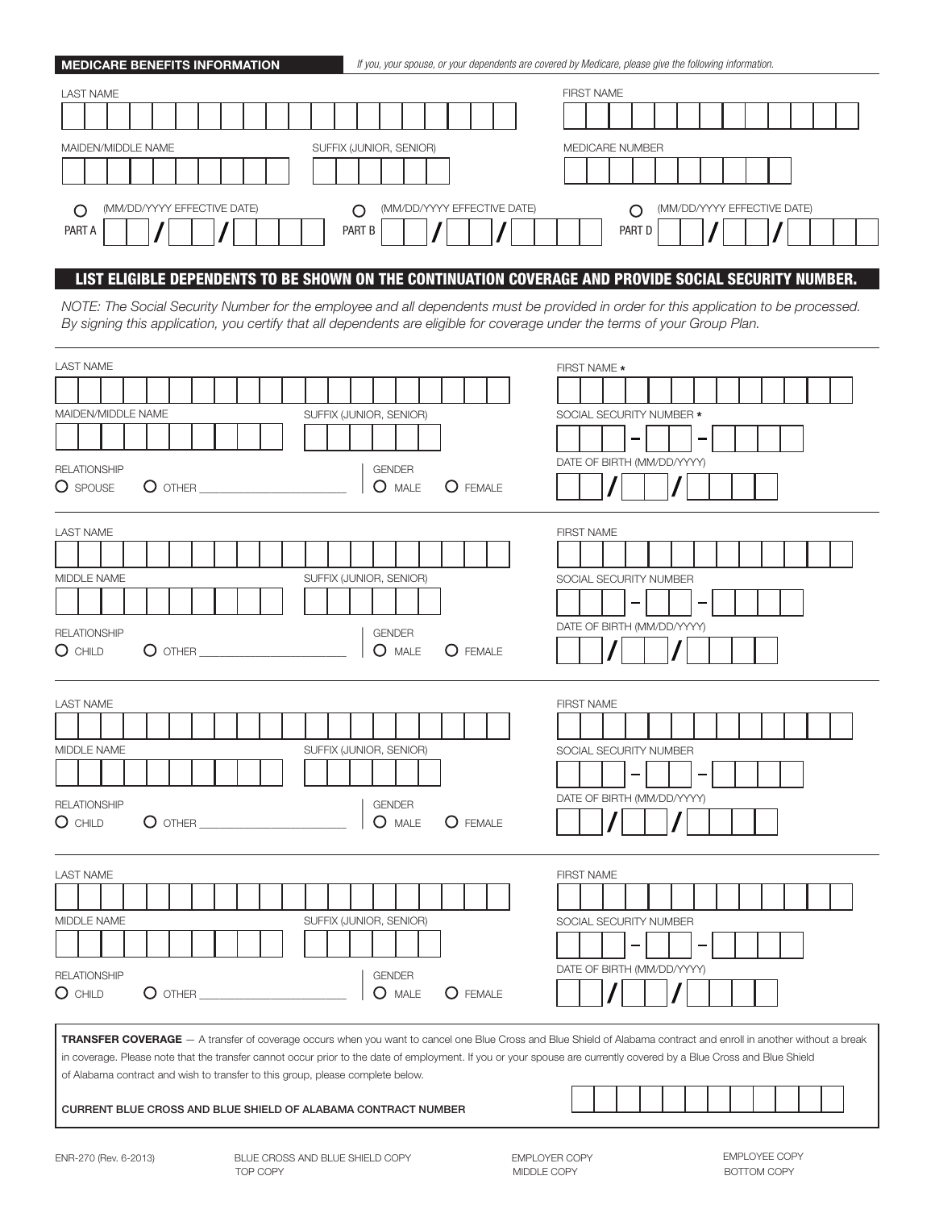## MEDICARE BENEFITS INFORMATION

*If you, your spouse, or your dependents are covered by Medicare, please give the following information.*

LAST NAME

FIRST NAME

MAIDEN/MIDDLE NAME

SUFFIX (JUNIOR, SENIOR)

MEDICARE NUMBER

○ PART A (MM/DD/YYYY EFFECTIVE DATE) ___ / ___ / ____

○ PART B (MM/DD/YYYY EFFECTIVE DATE) ___ / ___ / ____

○ PART D (MM/DD/YYYY EFFECTIVE DATE) ___ / ___ / ____

## LIST ELIGIBLE DEPENDENTS TO BE SHOWN ON THE CONTINUATION COVERAGE AND PROVIDE SOCIAL SECURITY NUMBER.

*NOTE: The Social Security Number for the employee and all dependents must be provided in order for this application to be processed. By signing this application, you certify that all dependents are eligible for coverage under the terms of your Group Plan.*

LAST NAME

FIRST NAME *

MAIDEN/MIDDLE NAME

SUFFIX (JUNIOR, SENIOR)

SOCIAL SECURITY NUMBER * ___ – ___ – ____

RELATIONSHIP
○ SPOUSE ○ OTHER ____________

GENDER
○ MALE ○ FEMALE

DATE OF BIRTH (MM/DD/YYYY) ___ / ___ / ____

---

LAST NAME

FIRST NAME

MIDDLE NAME

SUFFIX (JUNIOR, SENIOR)

SOCIAL SECURITY NUMBER ___ – ___ – ____

RELATIONSHIP
○ CHILD ○ OTHER ____________

GENDER
○ MALE ○ FEMALE

DATE OF BIRTH (MM/DD/YYYY) ___ / ___ / ____

---

LAST NAME

FIRST NAME

MIDDLE NAME

SUFFIX (JUNIOR, SENIOR)

SOCIAL SECURITY NUMBER ___ – ___ – ____

RELATIONSHIP
○ CHILD ○ OTHER ____________

GENDER
○ MALE ○ FEMALE

DATE OF BIRTH (MM/DD/YYYY) ___ / ___ / ____

---

LAST NAME

FIRST NAME

MIDDLE NAME

SUFFIX (JUNIOR, SENIOR)

SOCIAL SECURITY NUMBER ___ – ___ – ____

RELATIONSHIP
○ CHILD ○ OTHER ____________

GENDER
○ MALE ○ FEMALE

DATE OF BIRTH (MM/DD/YYYY) ___ / ___ / ____

---

**TRANSFER COVERAGE** — A transfer of coverage occurs when you want to cancel one Blue Cross and Blue Shield of Alabama contract and enroll in another without a break in coverage. Please note that the transfer cannot occur prior to the date of employment. If you or your spouse are currently covered by a Blue Cross and Blue Shield of Alabama contract and wish to transfer to this group, please complete below.

CURRENT BLUE CROSS AND BLUE SHIELD OF ALABAMA CONTRACT NUMBER

ENR-270 (Rev. 6-2013) BLUE CROSS AND BLUE SHIELD COPY TOP COPY EMPLOYER COPY MIDDLE COPY EMPLOYEE COPY BOTTOM COPY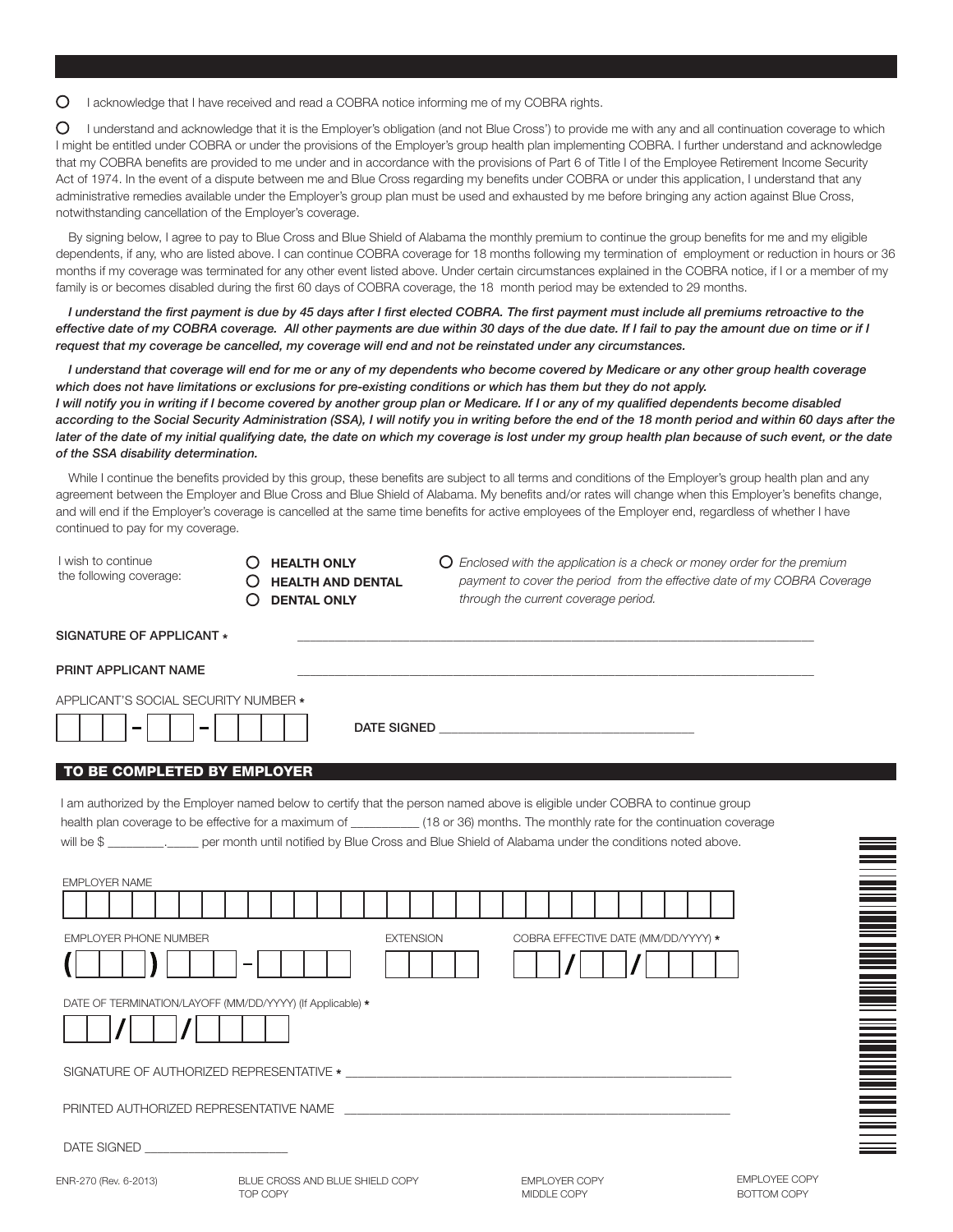- ○ I acknowledge that I have received and read a COBRA notice informing me of my COBRA rights.

- ○ I understand and acknowledge that it is the Employer's obligation (and not Blue Cross') to provide me with any and all continuation coverage to which I might be entitled under COBRA or under the provisions of the Employer's group health plan implementing COBRA. I further understand and acknowledge that my COBRA benefits are provided to me under and in accordance with the provisions of Part 6 of Title I of the Employee Retirement Income Security Act of 1974. In the event of a dispute between me and Blue Cross regarding my benefits under COBRA or under this application, I understand that any administrative remedies available under the Employer's group plan must be used and exhausted by me before bringing any action against Blue Cross, notwithstanding cancellation of the Employer's coverage.

By signing below, I agree to pay to Blue Cross and Blue Shield of Alabama the monthly premium to continue the group benefits for me and my eligible dependents, if any, who are listed above. I can continue COBRA coverage for 18 months following my termination of employment or reduction in hours or 36 months if my coverage was terminated for any other event listed above. Under certain circumstances explained in the COBRA notice, if I or a member of my family is or becomes disabled during the first 60 days of COBRA coverage, the 18 month period may be extended to 29 months.

***I understand the first payment is due by 45 days after I first elected COBRA. The first payment must include all premiums retroactive to the effective date of my COBRA coverage. All other payments are due within 30 days of the due date. If I fail to pay the amount due on time or if I request that my coverage be cancelled, my coverage will end and not be reinstated under any circumstances.***

***I understand that coverage will end for me or any of my dependents who become covered by Medicare or any other group health coverage which does not have limitations or exclusions for pre-existing conditions or which has them but they do not apply.***
***I will notify you in writing if I become covered by another group plan or Medicare. If I or any of my qualified dependents become disabled according to the Social Security Administration (SSA), I will notify you in writing before the end of the 18 month period and within 60 days after the later of the date of my initial qualifying date, the date on which my coverage is lost under my group health plan because of such event, or the date of the SSA disability determination.***

While I continue the benefits provided by this group, these benefits are subject to all terms and conditions of the Employer's group health plan and any agreement between the Employer and Blue Cross and Blue Shield of Alabama. My benefits and/or rates will change when this Employer's benefits change, and will end if the Employer's coverage is cancelled at the same time benefits for active employees of the Employer end, regardless of whether I have continued to pay for my coverage.

I wish to continue the following coverage:

- ○ **HEALTH ONLY**
- ○ **HEALTH AND DENTAL**
- ○ **DENTAL ONLY**

○ *Enclosed with the application is a check or money order for the premium payment to cover the period from the effective date of my COBRA Coverage through the current coverage period.*

**SIGNATURE OF APPLICANT** * ______________________________

**PRINT APPLICANT NAME** ______________________________

APPLICANT'S SOCIAL SECURITY NUMBER * ___ ___ ___ – ___ ___ – ___ ___ ___ ___

**DATE SIGNED** ______________________________

## TO BE COMPLETED BY EMPLOYER

I am authorized by the Employer named below to certify that the person named above is eligible under COBRA to continue group health plan coverage to be effective for a maximum of __________ (18 or 36) months. The monthly rate for the continuation coverage will be $ ________.____ per month until notified by Blue Cross and Blue Shield of Alabama under the conditions noted above.

EMPLOYER NAME ______________________________

EMPLOYER PHONE NUMBER ( ___ ___ ___ ) ___ ___ ___ – ___ ___ ___ ___

EXTENSION ___ ___ ___ ___

COBRA EFFECTIVE DATE (MM/DD/YYYY) * ___ ___ / ___ ___ / ___ ___ ___ ___

DATE OF TERMINATION/LAYOFF (MM/DD/YYYY) (If Applicable) * ___ ___ / ___ ___ / ___ ___ ___ ___

SIGNATURE OF AUTHORIZED REPRESENTATIVE * ______________________________

PRINTED AUTHORIZED REPRESENTATIVE NAME ______________________________

DATE SIGNED ______________________

ENR-270 (Rev. 6-2013)

BLUE CROSS AND BLUE SHIELD COPY TOP COPY | EMPLOYER COPY MIDDLE COPY | EMPLOYEE COPY BOTTOM COPY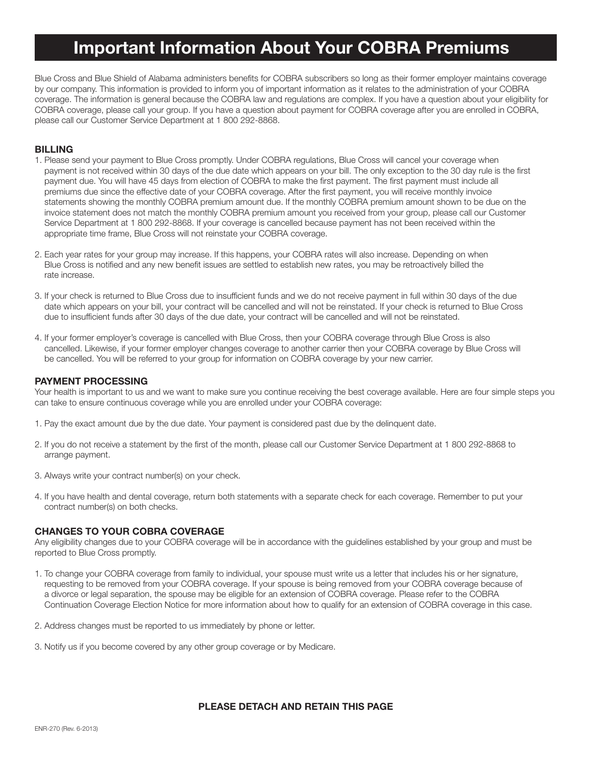# Important Information About Your COBRA Premiums

Blue Cross and Blue Shield of Alabama administers benefits for COBRA subscribers so long as their former employer maintains coverage by our company. This information is provided to inform you of important information as it relates to the administration of your COBRA coverage. The information is general because the COBRA law and regulations are complex. If you have a question about your eligibility for COBRA coverage, please call your group. If you have a question about payment for COBRA coverage after you are enrolled in COBRA, please call our Customer Service Department at 1 800 292-8868.

## BILLING

1. Please send your payment to Blue Cross promptly. Under COBRA regulations, Blue Cross will cancel your coverage when payment is not received within 30 days of the due date which appears on your bill. The only exception to the 30 day rule is the first payment due. You will have 45 days from election of COBRA to make the first payment. The first payment must include all premiums due since the effective date of your COBRA coverage. After the first payment, you will receive monthly invoice statements showing the monthly COBRA premium amount due. If the monthly COBRA premium amount shown to be due on the invoice statement does not match the monthly COBRA premium amount you received from your group, please call our Customer Service Department at 1 800 292-8868. If your coverage is cancelled because payment has not been received within the appropriate time frame, Blue Cross will not reinstate your COBRA coverage.

2. Each year rates for your group may increase. If this happens, your COBRA rates will also increase. Depending on when Blue Cross is notified and any new benefit issues are settled to establish new rates, you may be retroactively billed the rate increase.

3. If your check is returned to Blue Cross due to insufficient funds and we do not receive payment in full within 30 days of the due date which appears on your bill, your contract will be cancelled and will not be reinstated. If your check is returned to Blue Cross due to insufficient funds after 30 days of the due date, your contract will be cancelled and will not be reinstated.

4. If your former employer's coverage is cancelled with Blue Cross, then your COBRA coverage through Blue Cross is also cancelled. Likewise, if your former employer changes coverage to another carrier then your COBRA coverage by Blue Cross will be cancelled. You will be referred to your group for information on COBRA coverage by your new carrier.

## PAYMENT PROCESSING

Your health is important to us and we want to make sure you continue receiving the best coverage available. Here are four simple steps you can take to ensure continuous coverage while you are enrolled under your COBRA coverage:

1. Pay the exact amount due by the due date. Your payment is considered past due by the delinquent date.

2. If you do not receive a statement by the first of the month, please call our Customer Service Department at 1 800 292-8868 to arrange payment.

3. Always write your contract number(s) on your check.

4. If you have health and dental coverage, return both statements with a separate check for each coverage. Remember to put your contract number(s) on both checks.

## CHANGES TO YOUR COBRA COVERAGE

Any eligibility changes due to your COBRA coverage will be in accordance with the guidelines established by your group and must be reported to Blue Cross promptly.

1. To change your COBRA coverage from family to individual, your spouse must write us a letter that includes his or her signature, requesting to be removed from your COBRA coverage. If your spouse is being removed from your COBRA coverage because of a divorce or legal separation, the spouse may be eligible for an extension of COBRA coverage. Please refer to the COBRA Continuation Coverage Election Notice for more information about how to qualify for an extension of COBRA coverage in this case.

2. Address changes must be reported to us immediately by phone or letter.

3. Notify us if you become covered by any other group coverage or by Medicare.

**PLEASE DETACH AND RETAIN THIS PAGE**

ENR-270 (Rev. 6-2013)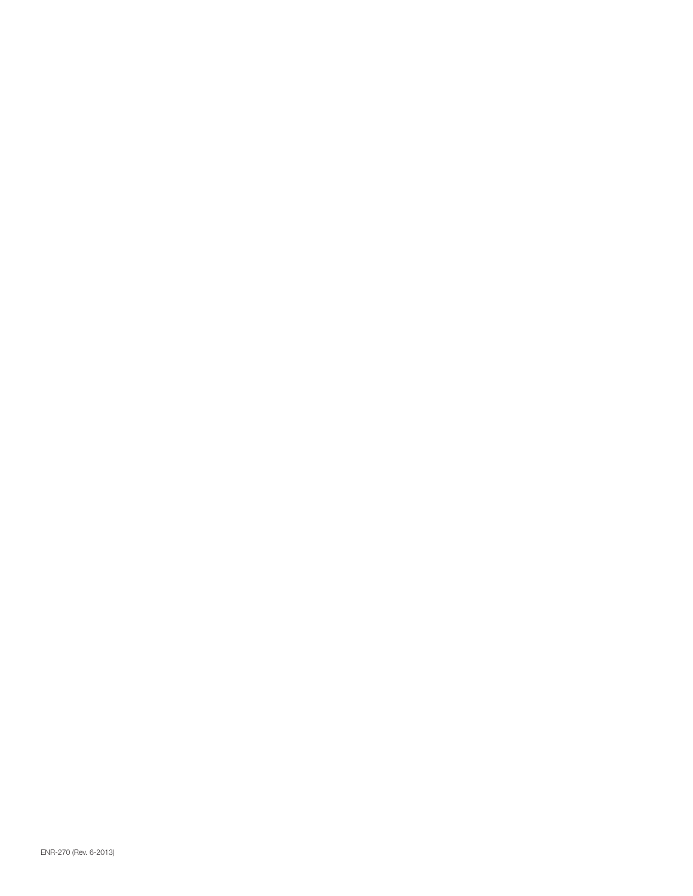ENR-270 (Rev. 6-2013)